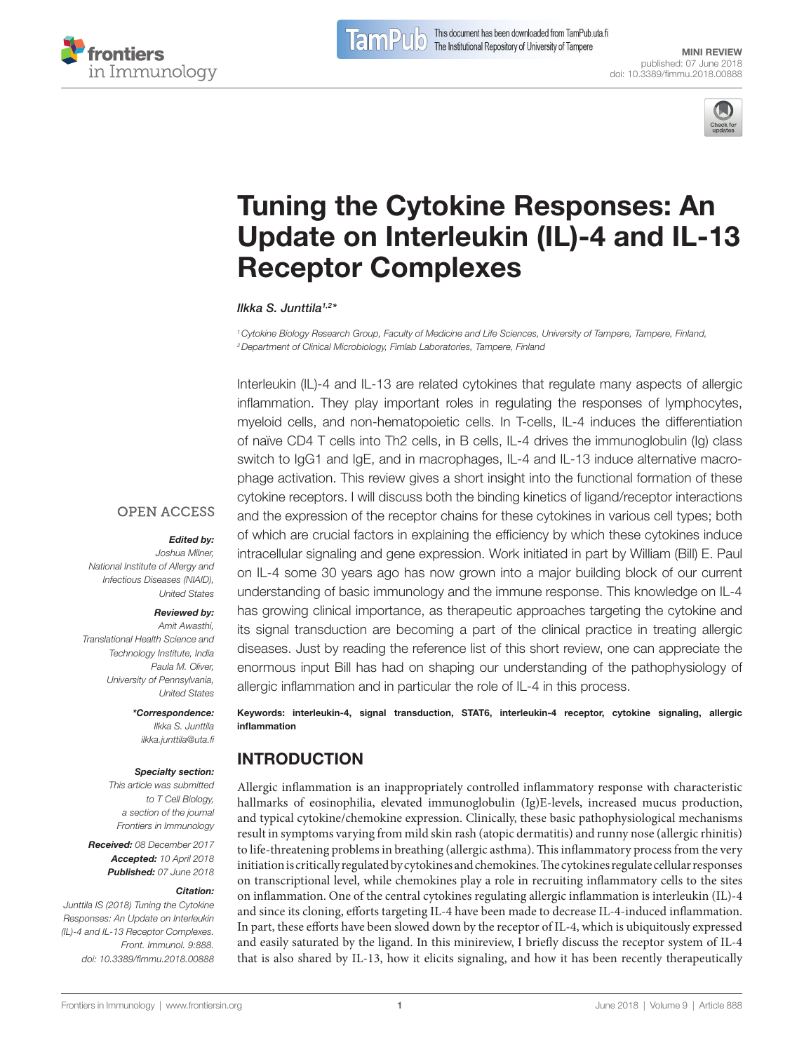MINI REVIEW
published: 07 June 2018
doi: 10.3389/fimmu.2018.00888

# Tuning the Cytokine Responses: An Update on Interleukin (IL)-4 and IL-13 Receptor Complexes

*Ilkka S. Junttila*[1,2]*

[1] Cytokine Biology Research Group, Faculty of Medicine and Life Sciences, University of Tampere, Tampere, Finland,
[2] Department of Clinical Microbiology, Fimlab Laboratories, Tampere, Finland

Interleukin (IL)-4 and IL-13 are related cytokines that regulate many aspects of allergic inflammation. They play important roles in regulating the responses of lymphocytes, myeloid cells, and non-hematopoietic cells. In T-cells, IL-4 induces the differentiation of naïve CD4 T cells into Th2 cells, in B cells, IL-4 drives the immunoglobulin (Ig) class switch to IgG1 and IgE, and in macrophages, IL-4 and IL-13 induce alternative macrophage activation. This review gives a short insight into the functional formation of these cytokine receptors. I will discuss both the binding kinetics of ligand/receptor interactions and the expression of the receptor chains for these cytokines in various cell types; both of which are crucial factors in explaining the efficiency by which these cytokines induce intracellular signaling and gene expression. Work initiated in part by William (Bill) E. Paul on IL-4 some 30 years ago has now grown into a major building block of our current understanding of basic immunology and the immune response. This knowledge on IL-4 has growing clinical importance, as therapeutic approaches targeting the cytokine and its signal transduction are becoming a part of the clinical practice in treating allergic diseases. Just by reading the reference list of this short review, one can appreciate the enormous input Bill has had on shaping our understanding of the pathophysiology of allergic inflammation and in particular the role of IL-4 in this process.

**Keywords: interleukin-4, signal transduction, STAT6, interleukin-4 receptor, cytokine signaling, allergic inflammation**

OPEN ACCESS

***Edited by:***
*Joshua Milner,*
*National Institute of Allergy and Infectious Diseases (NIAID), United States*

***Reviewed by:***
*Amit Awasthi,*
*Translational Health Science and Technology Institute, India*
*Paula M. Oliver,*
*University of Pennsylvania, United States*

***\*Correspondence:***
*Ilkka S. Junttila*
*ilkka.junttila@uta.fi*

***Specialty section:***
*This article was submitted to T Cell Biology, a section of the journal Frontiers in Immunology*

***Received:*** *08 December 2017*
***Accepted:*** *10 April 2018*
***Published:*** *07 June 2018*

***Citation:***
*Junttila IS (2018) Tuning the Cytokine Responses: An Update on Interleukin (IL)-4 and IL-13 Receptor Complexes. Front. Immunol. 9:888. doi: 10.3389/fimmu.2018.00888*

## INTRODUCTION

Allergic inflammation is an inappropriately controlled inflammatory response with characteristic hallmarks of eosinophilia, elevated immunoglobulin (Ig)E-levels, increased mucus production, and typical cytokine/chemokine expression. Clinically, these basic pathophysiological mechanisms result in symptoms varying from mild skin rash (atopic dermatitis) and runny nose (allergic rhinitis) to life-threatening problems in breathing (allergic asthma). This inflammatory process from the very initiation is critically regulated by cytokines and chemokines. The cytokines regulate cellular responses on transcriptional level, while chemokines play a role in recruiting inflammatory cells to the sites on inflammation. One of the central cytokines regulating allergic inflammation is interleukin (IL)-4 and since its cloning, efforts targeting IL-4 have been made to decrease IL-4-induced inflammation. In part, these efforts have been slowed down by the receptor of IL-4, which is ubiquitously expressed and easily saturated by the ligand. In this minireview, I briefly discuss the receptor system of IL-4 that is also shared by IL-13, how it elicits signaling, and how it has been recently therapeutically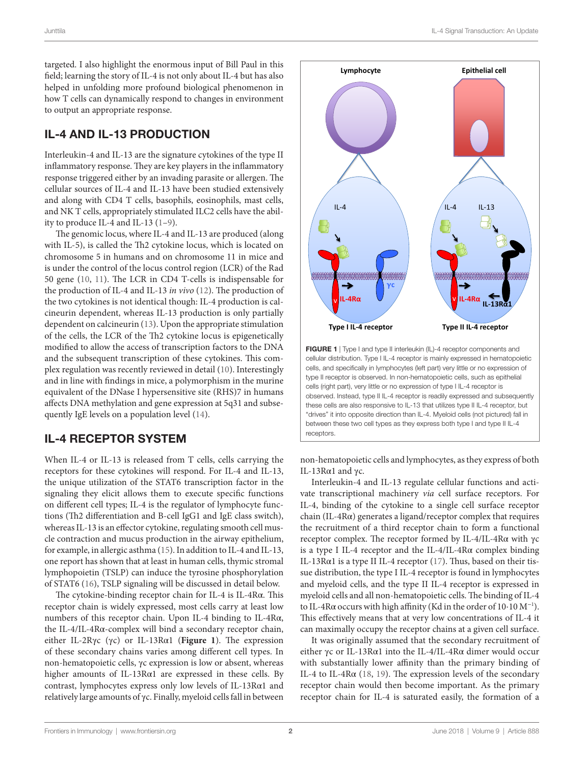targeted. I also highlight the enormous input of Bill Paul in this field; learning the story of IL-4 is not only about IL-4 but has also helped in unfolding more profound biological phenomenon in how T cells can dynamically respond to changes in environment to output an appropriate response.

## IL-4 AND IL-13 PRODUCTION

Interleukin-4 and IL-13 are the signature cytokines of the type II inflammatory response. They are key players in the inflammatory response triggered either by an invading parasite or allergen. The cellular sources of IL-4 and IL-13 have been studied extensively and along with CD4 T cells, basophils, eosinophils, mast cells, and NK T cells, appropriately stimulated ILC2 cells have the ability to produce IL-4 and IL-13 (1–9).

The genomic locus, where IL-4 and IL-13 are produced (along with IL-5), is called the Th2 cytokine locus, which is located on chromosome 5 in humans and on chromosome 11 in mice and is under the control of the locus control region (LCR) of the Rad 50 gene (10, 11). The LCR in CD4 T-cells is indispensable for the production of IL-4 and IL-13 *in vivo* (12). The production of the two cytokines is not identical though: IL-4 production is calcineurin dependent, whereas IL-13 production is only partially dependent on calcineurin (13). Upon the appropriate stimulation of the cells, the LCR of the Th2 cytokine locus is epigenetically modified to allow the access of transcription factors to the DNA and the subsequent transcription of these cytokines. This complex regulation was recently reviewed in detail (10). Interestingly and in line with findings in mice, a polymorphism in the murine equivalent of the DNase I hypersensitive site (RHS)7 in humans affects DNA methylation and gene expression at 5q31 and subsequently IgE levels on a population level (14).

## IL-4 RECEPTOR SYSTEM

When IL-4 or IL-13 is released from T cells, cells carrying the receptors for these cytokines will respond. For IL-4 and IL-13, the unique utilization of the STAT6 transcription factor in the signaling they elicit allows them to execute specific functions on different cell types; IL-4 is the regulator of lymphocyte functions (Th2 differentiation and B-cell IgG1 and IgE class switch), whereas IL-13 is an effector cytokine, regulating smooth cell muscle contraction and mucus production in the airway epithelium, for example, in allergic asthma (15). In addition to IL-4 and IL-13, one report has shown that at least in human cells, thymic stromal lymphopoietin (TSLP) can induce the tyrosine phosphorylation of STAT6 (16), TSLP signaling will be discussed in detail below.

The cytokine-binding receptor chain for IL-4 is IL-4Rα. This receptor chain is widely expressed, most cells carry at least low numbers of this receptor chain. Upon IL-4 binding to IL-4Rα, the IL-4/IL-4Rα-complex will bind a secondary receptor chain, either IL-2Rγc (γc) or IL-13Rα1 (**Figure 1**). The expression of these secondary chains varies among different cell types. In non-hematopoietic cells, γc expression is low or absent, whereas higher amounts of IL-13Rα1 are expressed in these cells. By contrast, lymphocytes express only low levels of IL-13Rα1 and relatively large amounts of γc. Finally, myeloid cells fall in between non-hematopoietic cells and lymphocytes, as they express of both IL-13Rα1 and γc.

**FIGURE 1** | Type I and type II interleukin (IL)-4 receptor components and cellular distribution. Type I IL-4 receptor is mainly expressed in hematopoietic cells, and specifically in lymphocytes (left part) very little or no expression of type II receptor is observed. In non-hematopoietic cells, such as epithelial cells (right part), very little or no expression of type I IL-4 receptor is observed. Instead, type II IL-4 receptor is readily expressed and subsequently these cells are also responsive to IL-13 that utilizes type II IL-4 receptor, but "drives" it into opposite direction than IL-4. Myeloid cells (not pictured) fall in between these two cell types as they express both type I and type II IL-4 receptors.

Interleukin-4 and IL-13 regulate cellular functions and activate transcriptional machinery *via* cell surface receptors. For IL-4, binding of the cytokine to a single cell surface receptor chain (IL-4Rα) generates a ligand/receptor complex that requires the recruitment of a third receptor chain to form a functional receptor complex. The receptor formed by IL-4/IL-4Rα with γc is a type I IL-4 receptor and the IL-4/IL-4Rα complex binding IL-13Rα1 is a type II IL-4 receptor (17). Thus, based on their tissue distribution, the type I IL-4 receptor is found in lymphocytes and myeloid cells, and the type II IL-4 receptor is expressed in myeloid cells and all non-hematopoietic cells. The binding of IL-4 to IL-4Rα occurs with high affinity (Kd in the order of $10 \cdot 10\ M^{-1}$). This effectively means that at very low concentrations of IL-4 it can maximally occupy the receptor chains at a given cell surface.

It was originally assumed that the secondary recruitment of either γc or IL-13Rα1 into the IL-4/IL-4Rα dimer would occur with substantially lower affinity than the primary binding of IL-4 to IL-4Rα (18, 19). The expression levels of the secondary receptor chain would then become important. As the primary receptor chain for IL-4 is saturated easily, the formation of a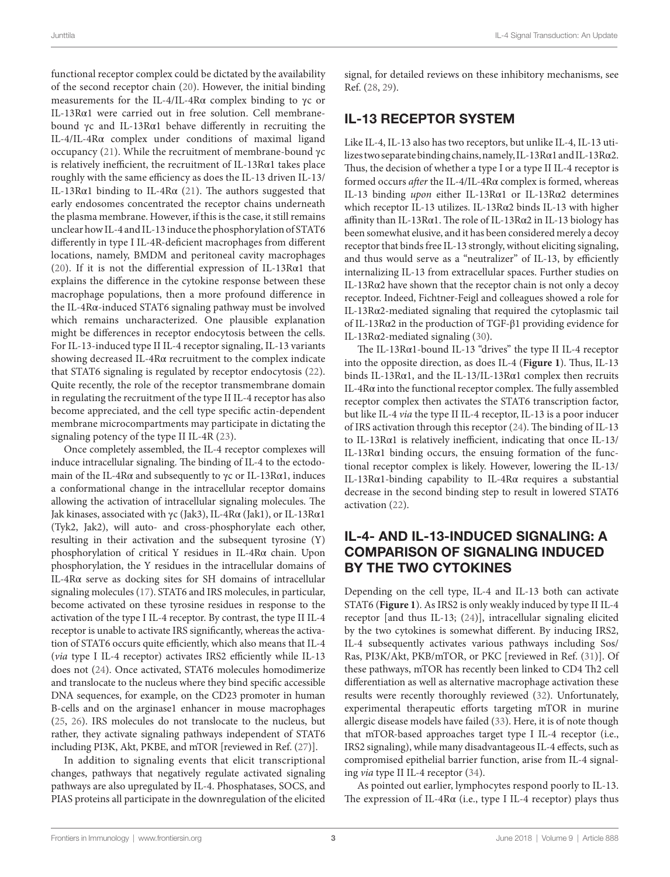functional receptor complex could be dictated by the availability of the second receptor chain (20). However, the initial binding measurements for the IL-4/IL-4Rα complex binding to γc or IL-13Rα1 were carried out in free solution. Cell membrane-bound γc and IL-13Rα1 behave differently in recruiting the IL-4/IL-4Rα complex under conditions of maximal ligand occupancy (21). While the recruitment of membrane-bound γc is relatively inefficient, the recruitment of IL-13Rα1 takes place roughly with the same efficiency as does the IL-13 driven IL-13/IL-13Rα1 binding to IL-4Rα (21). The authors suggested that early endosomes concentrated the receptor chains underneath the plasma membrane. However, if this is the case, it still remains unclear how IL-4 and IL-13 induce the phosphorylation of STAT6 differently in type I IL-4R-deficient macrophages from different locations, namely, BMDM and peritoneal cavity macrophages (20). If it is not the differential expression of IL-13Rα1 that explains the difference in the cytokine response between these macrophage populations, then a more profound difference in the IL-4Rα-induced STAT6 signaling pathway must be involved which remains uncharacterized. One plausible explanation might be differences in receptor endocytosis between the cells. For IL-13-induced type II IL-4 receptor signaling, IL-13 variants showing decreased IL-4Rα recruitment to the complex indicate that STAT6 signaling is regulated by receptor endocytosis (22). Quite recently, the role of the receptor transmembrane domain in regulating the recruitment of the type II IL-4 receptor has also become appreciated, and the cell type specific actin-dependent membrane microcompartments may participate in dictating the signaling potency of the type II IL-4R (23).

Once completely assembled, the IL-4 receptor complexes will induce intracellular signaling. The binding of IL-4 to the ectodomain of the IL-4Rα and subsequently to γc or IL-13Rα1, induces a conformational change in the intracellular receptor domains allowing the activation of intracellular signaling molecules. The Jak kinases, associated with γc (Jak3), IL-4Rα (Jak1), or IL-13Rα1 (Tyk2, Jak2), will auto- and cross-phosphorylate each other, resulting in their activation and the subsequent tyrosine (Y) phosphorylation of critical Y residues in IL-4Rα chain. Upon phosphorylation, the Y residues in the intracellular domains of IL-4Rα serve as docking sites for SH domains of intracellular signaling molecules (17). STAT6 and IRS molecules, in particular, become activated on these tyrosine residues in response to the activation of the type I IL-4 receptor. By contrast, the type II IL-4 receptor is unable to activate IRS significantly, whereas the activation of STAT6 occurs quite efficiently, which also means that IL-4 (*via* type I IL-4 receptor) activates IRS2 efficiently while IL-13 does not (24). Once activated, STAT6 molecules homodimerize and translocate to the nucleus where they bind specific accessible DNA sequences, for example, on the CD23 promoter in human B-cells and on the arginase1 enhancer in mouse macrophages (25, 26). IRS molecules do not translocate to the nucleus, but rather, they activate signaling pathways independent of STAT6 including PI3K, Akt, PKBE, and mTOR [reviewed in Ref. (27)].

In addition to signaling events that elicit transcriptional changes, pathways that negatively regulate activated signaling pathways are also upregulated by IL-4. Phosphatases, SOCS, and PIAS proteins all participate in the downregulation of the elicited signal, for detailed reviews on these inhibitory mechanisms, see Ref. (28, 29).

## IL-13 RECEPTOR SYSTEM

Like IL-4, IL-13 also has two receptors, but unlike IL-4, IL-13 utilizes two separate binding chains, namely, IL-13Rα1 and IL-13Rα2. Thus, the decision of whether a type I or a type II IL-4 receptor is formed occurs *after* the IL-4/IL-4Rα complex is formed, whereas IL-13 binding *upon* either IL-13Rα1 or IL-13Rα2 determines which receptor IL-13 utilizes. IL-13Rα2 binds IL-13 with higher affinity than IL-13Rα1. The role of IL-13Rα2 in IL-13 biology has been somewhat elusive, and it has been considered merely a decoy receptor that binds free IL-13 strongly, without eliciting signaling, and thus would serve as a "neutralizer" of IL-13, by efficiently internalizing IL-13 from extracellular spaces. Further studies on IL-13Rα2 have shown that the receptor chain is not only a decoy receptor. Indeed, Fichtner-Feigl and colleagues showed a role for IL-13Rα2-mediated signaling that required the cytoplasmic tail of IL-13Rα2 in the production of TGF-β1 providing evidence for IL-13Rα2-mediated signaling (30).

The IL-13Rα1-bound IL-13 "drives" the type II IL-4 receptor into the opposite direction, as does IL-4 (**Figure 1**). Thus, IL-13 binds IL-13Rα1, and the IL-13/IL-13Rα1 complex then recruits IL-4Rα into the functional receptor complex. The fully assembled receptor complex then activates the STAT6 transcription factor, but like IL-4 *via* the type II IL-4 receptor, IL-13 is a poor inducer of IRS activation through this receptor (24). The binding of IL-13 to IL-13Rα1 is relatively inefficient, indicating that once IL-13/IL-13Rα1 binding occurs, the ensuing formation of the functional receptor complex is likely. However, lowering the IL-13/IL-13Rα1-binding capability to IL-4Rα requires a substantial decrease in the second binding step to result in lowered STAT6 activation (22).

## IL-4- AND IL-13-INDUCED SIGNALING: A COMPARISON OF SIGNALING INDUCED BY THE TWO CYTOKINES

Depending on the cell type, IL-4 and IL-13 both can activate STAT6 (**Figure 1**). As IRS2 is only weakly induced by type II IL-4 receptor [and thus IL-13; (24)], intracellular signaling elicited by the two cytokines is somewhat different. By inducing IRS2, IL-4 subsequently activates various pathways including Sos/Ras, PI3K/Akt, PKB/mTOR, or PKC [reviewed in Ref. (31)]. Of these pathways, mTOR has recently been linked to CD4 Th2 cell differentiation as well as alternative macrophage activation these results were recently thoroughly reviewed (32). Unfortunately, experimental therapeutic efforts targeting mTOR in murine allergic disease models have failed (33). Here, it is of note though that mTOR-based approaches target type I IL-4 receptor (i.e., IRS2 signaling), while many disadvantageous IL-4 effects, such as compromised epithelial barrier function, arise from IL-4 signaling *via* type II IL-4 receptor (34).

As pointed out earlier, lymphocytes respond poorly to IL-13. The expression of IL-4Rα (i.e., type I IL-4 receptor) plays thus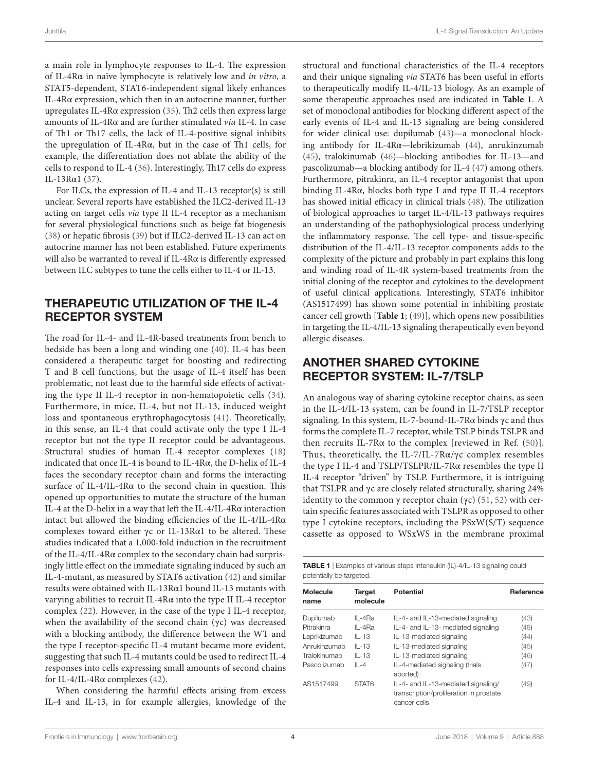a main role in lymphocyte responses to IL-4. The expression of IL-4Rα in naïve lymphocyte is relatively low and *in vitro*, a STAT5-dependent, STAT6-independent signal likely enhances IL-4Rα expression, which then in an autocrine manner, further upregulates IL-4Rα expression (35). Th2 cells then express large amounts of IL-4Rα and are further stimulated *via* IL-4. In case of Th1 or Th17 cells, the lack of IL-4-positive signal inhibits the upregulation of IL-4Rα, but in the case of Th1 cells, for example, the differentiation does not ablate the ability of the cells to respond to IL-4 (36). Interestingly, Th17 cells do express IL-13Rα1 (37).

For ILCs, the expression of IL-4 and IL-13 receptor(s) is still unclear. Several reports have established the ILC2-derived IL-13 acting on target cells *via* type II IL-4 receptor as a mechanism for several physiological functions such as beige fat biogenesis (38) or hepatic fibrosis (39) but if ILC2-derived IL-13 can act on autocrine manner has not been established. Future experiments will also be warranted to reveal if IL-4Rα is differently expressed between ILC subtypes to tune the cells either to IL-4 or IL-13.

## THERAPEUTIC UTILIZATION OF THE IL-4 RECEPTOR SYSTEM

The road for IL-4- and IL-4R-based treatments from bench to bedside has been a long and winding one (40). IL-4 has been considered a therapeutic target for boosting and redirecting T and B cell functions, but the usage of IL-4 itself has been problematic, not least due to the harmful side effects of activating the type II IL-4 receptor in non-hematopoietic cells (34). Furthermore, in mice, IL-4, but not IL-13, induced weight loss and spontaneous erythrophagocytosis (41). Theoretically, in this sense, an IL-4 that could activate only the type I IL-4 receptor but not the type II receptor could be advantageous. Structural studies of human IL-4 receptor complexes (18) indicated that once IL-4 is bound to IL-4Rα, the D-helix of IL-4 faces the secondary receptor chain and forms the interacting surface of IL-4/IL-4Rα to the second chain in question. This opened up opportunities to mutate the structure of the human IL-4 at the D-helix in a way that left the IL-4/IL-4Rα interaction intact but allowed the binding efficiencies of the IL-4/IL-4Rα complexes toward either γc or IL-13Rα1 to be altered. These studies indicated that a 1,000-fold induction in the recruitment of the IL-4/IL-4Rα complex to the secondary chain had surprisingly little effect on the immediate signaling induced by such an IL-4-mutant, as measured by STAT6 activation (42) and similar results were obtained with IL-13Rα1 bound IL-13 mutants with varying abilities to recruit IL-4Rα into the type II IL-4 receptor complex (22). However, in the case of the type I IL-4 receptor, when the availability of the second chain (γc) was decreased with a blocking antibody, the difference between the WT and the type I receptor-specific IL-4 mutant became more evident, suggesting that such IL-4 mutants could be used to redirect IL-4 responses into cells expressing small amounts of second chains for IL-4/IL-4Rα complexes (42).

When considering the harmful effects arising from excess IL-4 and IL-13, in for example allergies, knowledge of the structural and functional characteristics of the IL-4 receptors and their unique signaling *via* STAT6 has been useful in efforts to therapeutically modify IL-4/IL-13 biology. As an example of some therapeutic approaches used are indicated in **Table 1**. A set of monoclonal antibodies for blocking different aspect of the early events of IL-4 and IL-13 signaling are being considered for wider clinical use: dupilumab (43)—a monoclonal blocking antibody for IL-4Rα—lebrikizumab (44), anrukinzumab (45), tralokinumab (46)—blocking antibodies for IL-13—and pascolizumab—a blocking antibody for IL-4 (47) among others. Furthermore, pitrakinra, an IL-4 receptor antagonist that upon binding IL-4Rα, blocks both type I and type II IL-4 receptors has showed initial efficacy in clinical trials (48). The utilization of biological approaches to target IL-4/IL-13 pathways requires an understanding of the pathophysiological process underlying the inflammatory response. The cell type- and tissue-specific distribution of the IL-4/IL-13 receptor components adds to the complexity of the picture and probably in part explains this long and winding road of IL-4R system-based treatments from the initial cloning of the receptor and cytokines to the development of useful clinical applications. Interestingly, STAT6 inhibitor (AS1517499) has shown some potential in inhibiting prostate cancer cell growth [**Table 1**; (49)], which opens new possibilities in targeting the IL-4/IL-13 signaling therapeutically even beyond allergic diseases.

## ANOTHER SHARED CYTOKINE RECEPTOR SYSTEM: IL-7/TSLP

An analogous way of sharing cytokine receptor chains, as seen in the IL-4/IL-13 system, can be found in IL-7/TSLP receptor signaling. In this system, IL-7-bound-IL-7Rα binds γc and thus forms the complete IL-7 receptor, while TSLP binds TSLPR and then recruits IL-7Rα to the complex [reviewed in Ref. (50)]. Thus, theoretically, the IL-7/IL-7Rα/γc complex resembles the type I IL-4 and TSLP/TSLPR/IL-7Rα resembles the type II IL-4 receptor "driven" by TSLP. Furthermore, it is intriguing that TSLPR and γc are closely related structurally, sharing 24% identity to the common γ receptor chain (γc) (51, 52) with certain specific features associated with TSLPR as opposed to other type I cytokine receptors, including the PSxW(S/T) sequence cassette as opposed to WSxWS in the membrane proximal

**TABLE 1** | Examples of various steps interleukin (IL)-4/IL-13 signaling could potentially be targeted.

| Molecule name | Target molecule | Potential | Reference |
|---|---|---|---|
| Dupilumab | IL-4Ra | IL-4- and IL-13-mediated signaling | (43) |
| Pitrakinra | IL-4Ra | IL-4- and IL-13- mediated signaling | (48) |
| Leprikizumab | IL-13 | IL-13-mediated signaling | (44) |
| Anrukinzumab | IL-13 | IL-13-mediated signaling | (45) |
| Tralokinumab | IL-13 | IL-13-mediated signaling | (46) |
| Pascolizumab | IL-4 | IL-4-mediated signaling (trials aborted) | (47) |
| AS1517499 | STAT6 | IL-4- and IL-13-mediated signaling/ transcription/proliferation in prostate cancer cells | (49) |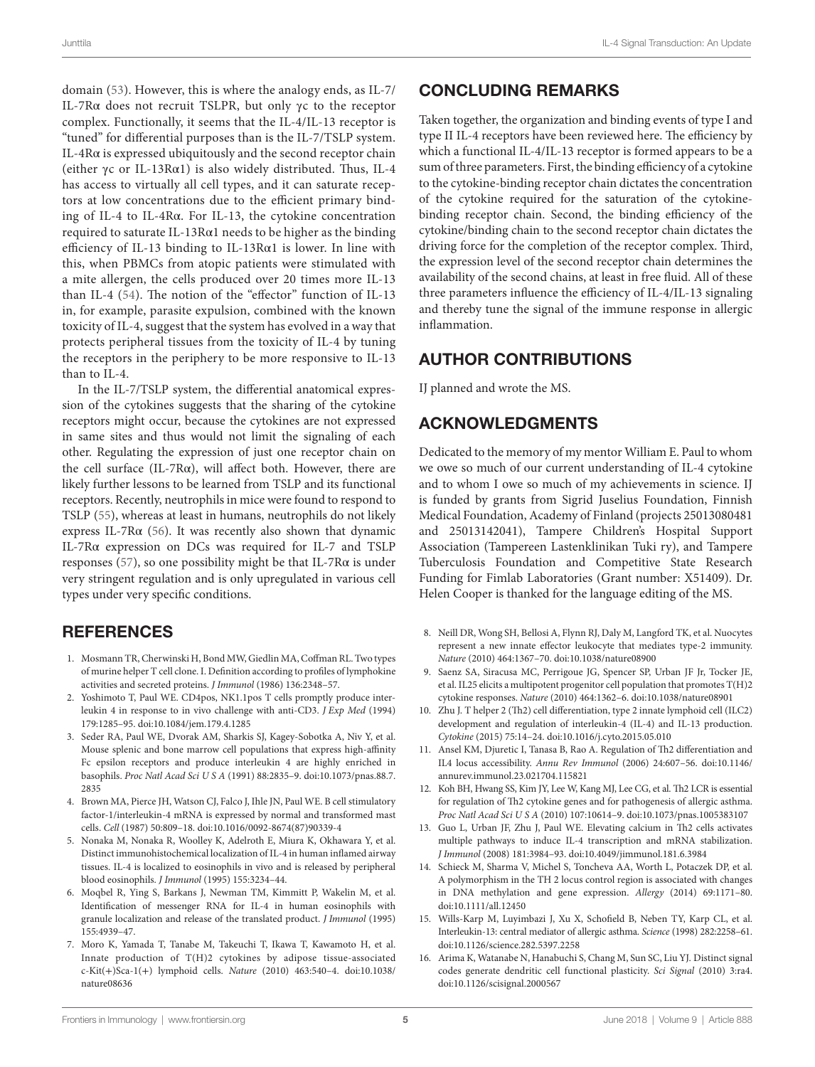domain (53). However, this is where the analogy ends, as IL-7/IL-7Rα does not recruit TSLPR, but only γc to the receptor complex. Functionally, it seems that the IL-4/IL-13 receptor is "tuned" for differential purposes than is the IL-7/TSLP system. IL-4Rα is expressed ubiquitously and the second receptor chain (either γc or IL-13Rα1) is also widely distributed. Thus, IL-4 has access to virtually all cell types, and it can saturate receptors at low concentrations due to the efficient primary binding of IL-4 to IL-4Rα. For IL-13, the cytokine concentration required to saturate IL-13Rα1 needs to be higher as the binding efficiency of IL-13 binding to IL-13Rα1 is lower. In line with this, when PBMCs from atopic patients were stimulated with a mite allergen, the cells produced over 20 times more IL-13 than IL-4 (54). The notion of the "effector" function of IL-13 in, for example, parasite expulsion, combined with the known toxicity of IL-4, suggest that the system has evolved in a way that protects peripheral tissues from the toxicity of IL-4 by tuning the receptors in the periphery to be more responsive to IL-13 than to IL-4.

In the IL-7/TSLP system, the differential anatomical expression of the cytokines suggests that the sharing of the cytokine receptors might occur, because the cytokines are not expressed in same sites and thus would not limit the signaling of each other. Regulating the expression of just one receptor chain on the cell surface (IL-7Rα), will affect both. However, there are likely further lessons to be learned from TSLP and its functional receptors. Recently, neutrophils in mice were found to respond to TSLP (55), whereas at least in humans, neutrophils do not likely express IL-7Rα (56). It was recently also shown that dynamic IL-7Rα expression on DCs was required for IL-7 and TSLP responses (57), so one possibility might be that IL-7Rα is under very stringent regulation and is only upregulated in various cell types under very specific conditions.

## CONCLUDING REMARKS

Taken together, the organization and binding events of type I and type II IL-4 receptors have been reviewed here. The efficiency by which a functional IL-4/IL-13 receptor is formed appears to be a sum of three parameters. First, the binding efficiency of a cytokine to the cytokine-binding receptor chain dictates the concentration of the cytokine required for the saturation of the cytokine-binding receptor chain. Second, the binding efficiency of the cytokine/binding chain to the second receptor chain dictates the driving force for the completion of the receptor complex. Third, the expression level of the second receptor chain determines the availability of the second chains, at least in free fluid. All of these three parameters influence the efficiency of IL-4/IL-13 signaling and thereby tune the signal of the immune response in allergic inflammation.

## AUTHOR CONTRIBUTIONS

IJ planned and wrote the MS.

## ACKNOWLEDGMENTS

Dedicated to the memory of my mentor William E. Paul to whom we owe so much of our current understanding of IL-4 cytokine and to whom I owe so much of my achievements in science. IJ is funded by grants from Sigrid Juselius Foundation, Finnish Medical Foundation, Academy of Finland (projects 25013080481 and 25013142041), Tampere Children's Hospital Support Association (Tampereen Lastenklinikan Tuki ry), and Tampere Tuberculosis Foundation and Competitive State Research Funding for Fimlab Laboratories (Grant number: X51409). Dr. Helen Cooper is thanked for the language editing of the MS.

## REFERENCES

1. Mosmann TR, Cherwinski H, Bond MW, Giedlin MA, Coffman RL. Two types of murine helper T cell clone. I. Definition according to profiles of lymphokine activities and secreted proteins. *J Immunol* (1986) 136:2348–57.
2. Yoshimoto T, Paul WE. CD4pos, NK1.1pos T cells promptly produce interleukin 4 in response to in vivo challenge with anti-CD3. *J Exp Med* (1994) 179:1285–95. doi:10.1084/jem.179.4.1285
3. Seder RA, Paul WE, Dvorak AM, Sharkis SJ, Kagey-Sobotka A, Niv Y, et al. Mouse splenic and bone marrow cell populations that express high-affinity Fc epsilon receptors and produce interleukin 4 are highly enriched in basophils. *Proc Natl Acad Sci U S A* (1991) 88:2835–9. doi:10.1073/pnas.88.7.2835
4. Brown MA, Pierce JH, Watson CJ, Falco J, Ihle JN, Paul WE. B cell stimulatory factor-1/interleukin-4 mRNA is expressed by normal and transformed mast cells. *Cell* (1987) 50:809–18. doi:10.1016/0092-8674(87)90339-4
5. Nonaka M, Nonaka R, Woolley K, Adelroth E, Miura K, Okhawara Y, et al. Distinct immunohistochemical localization of IL-4 in human inflamed airway tissues. IL-4 is localized to eosinophils in vivo and is released by peripheral blood eosinophils. *J Immunol* (1995) 155:3234–44.
6. Moqbel R, Ying S, Barkans J, Newman TM, Kimmitt P, Wakelin M, et al. Identification of messenger RNA for IL-4 in human eosinophils with granule localization and release of the translated product. *J Immunol* (1995) 155:4939–47.
7. Moro K, Yamada T, Tanabe M, Takeuchi T, Ikawa T, Kawamoto H, et al. Innate production of T(H)2 cytokines by adipose tissue-associated c-Kit(+)Sca-1(+) lymphoid cells. *Nature* (2010) 463:540–4. doi:10.1038/nature08636
8. Neill DR, Wong SH, Bellosi A, Flynn RJ, Daly M, Langford TK, et al. Nuocytes represent a new innate effector leukocyte that mediates type-2 immunity. *Nature* (2010) 464:1367–70. doi:10.1038/nature08900
9. Saenz SA, Siracusa MC, Perrigoue JG, Spencer SP, Urban JF Jr, Tocker JE, et al. IL25 elicits a multipotent progenitor cell population that promotes T(H)2 cytokine responses. *Nature* (2010) 464:1362–6. doi:10.1038/nature08901
10. Zhu J. T helper 2 (Th2) cell differentiation, type 2 innate lymphoid cell (ILC2) development and regulation of interleukin-4 (IL-4) and IL-13 production. *Cytokine* (2015) 75:14–24. doi:10.1016/j.cyto.2015.05.010
11. Ansel KM, Djuretic I, Tanasa B, Rao A. Regulation of Th2 differentiation and IL4 locus accessibility. *Annu Rev Immunol* (2006) 24:607–56. doi:10.1146/annurev.immunol.23.021704.115821
12. Koh BH, Hwang SS, Kim JY, Lee W, Kang MJ, Lee CG, et al. Th2 LCR is essential for regulation of Th2 cytokine genes and for pathogenesis of allergic asthma. *Proc Natl Acad Sci U S A* (2010) 107:10614–9. doi:10.1073/pnas.1005383107
13. Guo L, Urban JF, Zhu J, Paul WE. Elevating calcium in Th2 cells activates multiple pathways to induce IL-4 transcription and mRNA stabilization. *J Immunol* (2008) 181:3984–93. doi:10.4049/jimmunol.181.6.3984
14. Schieck M, Sharma V, Michel S, Toncheva AA, Worth L, Potaczek DP, et al. A polymorphism in the TH 2 locus control region is associated with changes in DNA methylation and gene expression. *Allergy* (2014) 69:1171–80. doi:10.1111/all.12450
15. Wills-Karp M, Luyimbazi J, Xu X, Schofield B, Neben TY, Karp CL, et al. Interleukin-13: central mediator of allergic asthma. *Science* (1998) 282:2258–61. doi:10.1126/science.282.5397.2258
16. Arima K, Watanabe N, Hanabuchi S, Chang M, Sun SC, Liu YJ. Distinct signal codes generate dendritic cell functional plasticity. *Sci Signal* (2010) 3:ra4. doi:10.1126/scisignal.2000567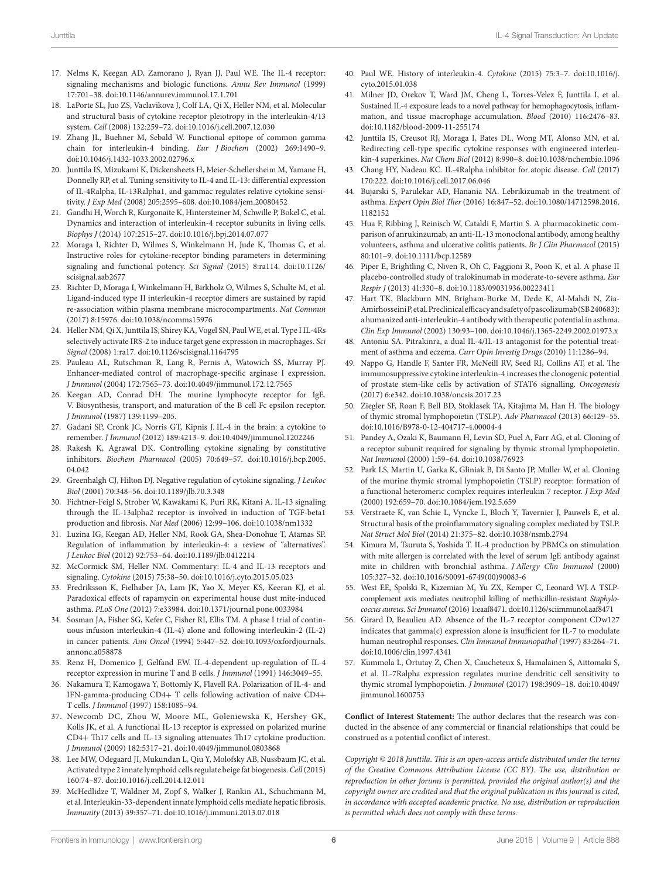17. Nelms K, Keegan AD, Zamorano J, Ryan JJ, Paul WE. The IL-4 receptor: signaling mechanisms and biologic functions. *Annu Rev Immunol* (1999) 17:701–38. doi:10.1146/annurev.immunol.17.1.701
18. LaPorte SL, Juo ZS, Vaclavikova J, Colf LA, Qi X, Heller NM, et al. Molecular and structural basis of cytokine receptor pleiotropy in the interleukin-4/13 system. *Cell* (2008) 132:259–72. doi:10.1016/j.cell.2007.12.030
19. Zhang JL, Buehner M, Sebald W. Functional epitope of common gamma chain for interleukin-4 binding. *Eur J Biochem* (2002) 269:1490–9. doi:10.1046/j.1432-1033.2002.02796.x
20. Junttila IS, Mizukami K, Dickensheets H, Meier-Schellersheim M, Yamane H, Donnelly RP, et al. Tuning sensitivity to IL-4 and IL-13: differential expression of IL-4Ralpha, IL-13Ralpha1, and gammac regulates relative cytokine sensitivity. *J Exp Med* (2008) 205:2595–608. doi:10.1084/jem.20080452
21. Gandhi H, Worch R, Kurgonaite K, Hintersteiner M, Schwille P, Bokel C, et al. Dynamics and interaction of interleukin-4 receptor subunits in living cells. *Biophys J* (2014) 107:2515–27. doi:10.1016/j.bpj.2014.07.077
22. Moraga I, Richter D, Wilmes S, Winkelmann H, Jude K, Thomas C, et al. Instructive roles for cytokine-receptor binding parameters in determining signaling and functional potency. *Sci Signal* (2015) 8:ra114. doi:10.1126/scisignal.aab2677
23. Richter D, Moraga I, Winkelmann H, Birkholz O, Wilmes S, Schulte M, et al. Ligand-induced type II interleukin-4 receptor dimers are sustained by rapid re-association within plasma membrane microcompartments. *Nat Commun* (2017) 8:15976. doi:10.1038/ncomms15976
24. Heller NM, Qi X, Junttila IS, Shirey KA, Vogel SN, Paul WE, et al. Type I IL-4Rs selectively activate IRS-2 to induce target gene expression in macrophages. *Sci Signal* (2008) 1:ra17. doi:10.1126/scisignal.1164795
25. Pauleau AL, Rutschman R, Lang R, Pernis A, Watowich SS, Murray PJ. Enhancer-mediated control of macrophage-specific arginase I expression. *J Immunol* (2004) 172:7565–73. doi:10.4049/jimmunol.172.12.7565
26. Keegan AD, Conrad DH. The murine lymphocyte receptor for IgE. V. Biosynthesis, transport, and maturation of the B cell Fc epsilon receptor. *J Immunol* (1987) 139:1199–205.
27. Gadani SP, Cronk JC, Norris GT, Kipnis J. IL-4 in the brain: a cytokine to remember. *J Immunol* (2012) 189:4213–9. doi:10.4049/jimmunol.1202246
28. Rakesh K, Agrawal DK. Controlling cytokine signaling by constitutive inhibitors. *Biochem Pharmacol* (2005) 70:649–57. doi:10.1016/j.bcp.2005.04.042
29. Greenhalgh CJ, Hilton DJ. Negative regulation of cytokine signaling. *J Leukoc Biol* (2001) 70:348–56. doi:10.1189/jlb.70.3.348
30. Fichtner-Feigl S, Strober W, Kawakami K, Puri RK, Kitani A. IL-13 signaling through the IL-13alpha2 receptor is involved in induction of TGF-beta1 production and fibrosis. *Nat Med* (2006) 12:99–106. doi:10.1038/nm1332
31. Luzina IG, Keegan AD, Heller NM, Rook GA, Shea-Donohue T, Atamas SP. Regulation of inflammation by interleukin-4: a review of "alternatives". *J Leukoc Biol* (2012) 92:753–64. doi:10.1189/jlb.0412214
32. McCormick SM, Heller NM. Commentary: IL-4 and IL-13 receptors and signaling. *Cytokine* (2015) 75:38–50. doi:10.1016/j.cyto.2015.05.023
33. Fredriksson K, Fielhaber JA, Lam JK, Yao X, Meyer KS, Keeran KJ, et al. Paradoxical effects of rapamycin on experimental house dust mite-induced asthma. *PLoS One* (2012) 7:e33984. doi:10.1371/journal.pone.0033984
34. Sosman JA, Fisher SG, Kefer C, Fisher RI, Ellis TM. A phase I trial of continuous infusion interleukin-4 (IL-4) alone and following interleukin-2 (IL-2) in cancer patients. *Ann Oncol* (1994) 5:447–52. doi:10.1093/oxfordjournals.annonc.a058878
35. Renz H, Domenico J, Gelfand EW. IL-4-dependent up-regulation of IL-4 receptor expression in murine T and B cells. *J Immunol* (1991) 146:3049–55.
36. Nakamura T, Kamogawa Y, Bottomly K, Flavell RA. Polarization of IL-4- and IFN-gamma-producing CD4+ T cells following activation of naive CD4+ T cells. *J Immunol* (1997) 158:1085–94.
37. Newcomb DC, Zhou W, Moore ML, Goleniewska K, Hershey GK, Kolls JK, et al. A functional IL-13 receptor is expressed on polarized murine CD4+ Th17 cells and IL-13 signaling attenuates Th17 cytokine production. *J Immunol* (2009) 182:5317–21. doi:10.4049/jimmunol.0803868
38. Lee MW, Odegaard JI, Mukundan L, Qiu Y, Molofsky AB, Nussbaum JC, et al. Activated type 2 innate lymphoid cells regulate beige fat biogenesis. *Cell* (2015) 160:74–87. doi:10.1016/j.cell.2014.12.011
39. McHedlidze T, Waldner M, Zopf S, Walker J, Rankin AL, Schuchmann M, et al. Interleukin-33-dependent innate lymphoid cells mediate hepatic fibrosis. *Immunity* (2013) 39:357–71. doi:10.1016/j.immuni.2013.07.018
40. Paul WE. History of interleukin-4. *Cytokine* (2015) 75:3–7. doi:10.1016/j.cyto.2015.01.038
41. Milner JD, Orekov T, Ward JM, Cheng L, Torres-Velez F, Junttila I, et al. Sustained IL-4 exposure leads to a novel pathway for hemophagocytosis, inflammation, and tissue macrophage accumulation. *Blood* (2010) 116:2476–83. doi:10.1182/blood-2009-11-255174
42. Junttila IS, Creusot RJ, Moraga I, Bates DL, Wong MT, Alonso MN, et al. Redirecting cell-type specific cytokine responses with engineered interleukin-4 superkines. *Nat Chem Biol* (2012) 8:990–8. doi:10.1038/nchembio.1096
43. Chang HY, Nadeau KC. IL-4Ralpha inhibitor for atopic disease. *Cell* (2017) 170:222. doi:10.1016/j.cell.2017.06.046
44. Bujarski S, Parulekar AD, Hanania NA. Lebrikizumab in the treatment of asthma. *Expert Opin Biol Ther* (2016) 16:847–52. doi:10.1080/14712598.2016.1182152
45. Hua F, Ribbing J, Reinisch W, Cataldi F, Martin S. A pharmacokinetic comparison of anrukinzumab, an anti-IL-13 monoclonal antibody, among healthy volunteers, asthma and ulcerative colitis patients. *Br J Clin Pharmacol* (2015) 80:101–9. doi:10.1111/bcp.12589
46. Piper E, Brightling C, Niven R, Oh C, Faggioni R, Poon K, et al. A phase II placebo-controlled study of tralokinumab in moderate-to-severe asthma. *Eur Respir J* (2013) 41:330–8. doi:10.1183/09031936.00223411
47. Hart TK, Blackburn MN, Brigham-Burke M, Dede K, Al-Mahdi N, Zia-Amirhosseini P, et al. Preclinical efficacy and safety of pascolizumab (SB 240683): a humanized anti-interleukin-4 antibody with therapeutic potential in asthma. *Clin Exp Immunol* (2002) 130:93–100. doi:10.1046/j.1365-2249.2002.01973.x
48. Antoniu SA. Pitrakinra, a dual IL-4/IL-13 antagonist for the potential treatment of asthma and eczema. *Curr Opin Investig Drugs* (2010) 11:1286–94.
49. Nappo G, Handle F, Santer FR, McNeill RV, Seed RI, Collins AT, et al. The immunosuppressive cytokine interleukin-4 increases the clonogenic potential of prostate stem-like cells by activation of STAT6 signalling. *Oncogenesis* (2017) 6:e342. doi:10.1038/oncsis.2017.23
50. Ziegler SF, Roan F, Bell BD, Stoklasek TA, Kitajima M, Han H. The biology of thymic stromal lymphopoietin (TSLP). *Adv Pharmacol* (2013) 66:129–55. doi:10.1016/B978-0-12-404717-4.00004-4
51. Pandey A, Ozaki K, Baumann H, Levin SD, Puel A, Farr AG, et al. Cloning of a receptor subunit required for signaling by thymic stromal lymphopoietin. *Nat Immunol* (2000) 1:59–64. doi:10.1038/76923
52. Park LS, Martin U, Garka K, Gliniak B, Di Santo JP, Muller W, et al. Cloning of the murine thymic stromal lymphopoietin (TSLP) receptor: formation of a functional heteromeric complex requires interleukin 7 receptor. *J Exp Med* (2000) 192:659–70. doi:10.1084/jem.192.5.659
53. Verstraete K, van Schie L, Vyncke L, Bloch Y, Tavernier J, Pauwels E, et al. Structural basis of the proinflammatory signaling complex mediated by TSLP. *Nat Struct Mol Biol* (2014) 21:375–82. doi:10.1038/nsmb.2794
54. Kimura M, Tsuruta S, Yoshida T. IL-4 production by PBMCs on stimulation with mite allergen is correlated with the level of serum IgE antibody against mite in children with bronchial asthma. *J Allergy Clin Immunol* (2000) 105:327–32. doi:10.1016/S0091-6749(00)90083-6
55. West EE, Spolski R, Kazemian M, Yu ZX, Kemper C, Leonard WJ. A TSLP-complement axis mediates neutrophil killing of methicillin-resistant *Staphylococcus aureus*. *Sci Immunol* (2016) 1:eaaf8471. doi:10.1126/sciimmunol.aaf8471
56. Girard D, Beaulieu AD. Absence of the IL-7 receptor component CDw127 indicates that gamma(c) expression alone is insufficient for IL-7 to modulate human neutrophil responses. *Clin Immunol Immunopathol* (1997) 83:264–71. doi:10.1006/clin.1997.4341
57. Kummola L, Ortutay Z, Chen X, Caucheteux S, Hamalainen S, Aittomaki S, et al. IL-7Ralpha expression regulates murine dendritic cell sensitivity to thymic stromal lymphopoietin. *J Immunol* (2017) 198:3909–18. doi:10.4049/jimmunol.1600753

**Conflict of Interest Statement:** The author declares that the research was conducted in the absence of any commercial or financial relationships that could be construed as a potential conflict of interest.

*Copyright © 2018 Junttila. This is an open-access article distributed under the terms of the Creative Commons Attribution License (CC BY). The use, distribution or reproduction in other forums is permitted, provided the original author(s) and the copyright owner are credited and that the original publication in this journal is cited, in accordance with accepted academic practice. No use, distribution or reproduction is permitted which does not comply with these terms.*